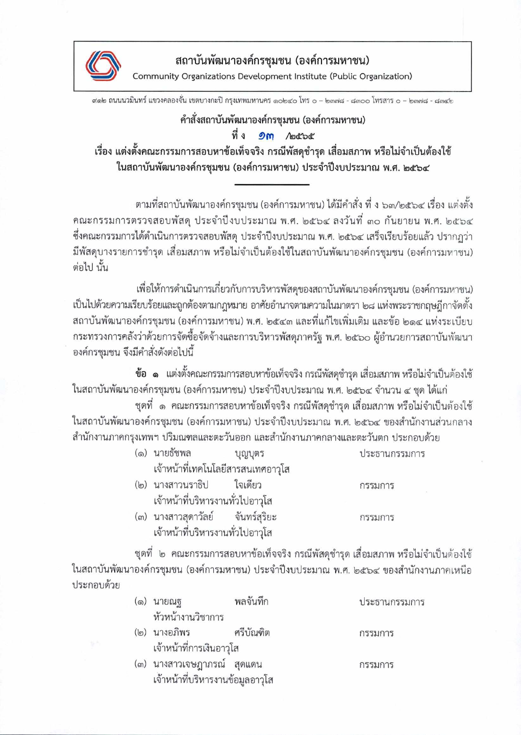**สถาบันพัฒนาองค์กรชุมชน (องค์การมหาชน)**
Community Organizations Development Institute (Public Organization)

๙๑๒ ถนนนวมินทร์ แขวงคลองจั่น เขตบางกะปิ กรุงเทพมหานคร ๑๐๒๔๐ โทร ๐ - ๒๓๗๘ - ๘๓๐๐ โทรสาร ๐ - ๒๓๗๘ - ๘๓๔๒

## คำสั่งสถาบันพัฒนาองค์กรชุมชน (องค์การมหาชน)
## ที่ ง ๑๓ /๒๕๖๕
## เรื่อง แต่งตั้งคณะกรรมการสอบหาข้อเท็จจริง กรณีพัสดุชำรุด เสื่อมสภาพ หรือไม่จำเป็นต้องใช้ ในสถาบันพัฒนาองค์กรชุมชน (องค์การมหาชน) ประจำปีงบประมาณ พ.ศ. ๒๕๖๔

---

ตามที่สถาบันพัฒนาองค์กรชุมชน (องค์การมหาชน) ได้มีคำสั่ง ที่ ง ๖๓/๒๕๖๔ เรื่อง แต่งตั้งคณะกรรมการตรวจสอบพัสดุ ประจำปีงบประมาณ พ.ศ. ๒๕๖๔ ลงวันที่ ๓๐ กันยายน พ.ศ. ๒๕๖๔ ซึ่งคณะกรรมการได้ดำเนินการตรวจสอบพัสดุ ประจำปีงบประมาณ พ.ศ. ๒๕๖๔ เสร็จเรียบร้อยแล้ว ปรากฏว่ามีพัสดุบางรายการชำรุด เสื่อมสภาพ หรือไม่จำเป็นต้องใช้ในสถาบันพัฒนาองค์กรชุมชน (องค์การมหาชน) ต่อไป นั้น

เพื่อให้การดำเนินการเกี่ยวกับการบริหารพัสดุของสถาบันพัฒนาองค์กรชุมชน (องค์การมหาชน) เป็นไปด้วยความเรียบร้อยและถูกต้องตามกฎหมาย อาศัยอำนาจตามความในมาตรา ๒๘ แห่งพระราชกฤษฎีกาจัดตั้งสถาบันพัฒนาองค์กรชุมชน (องค์การมหาชน) พ.ศ. ๒๕๔๓ และที่แก้ไขเพิ่มเติม และข้อ ๒๑๔ แห่งระเบียบกระทรวงการคลังว่าด้วยการจัดซื้อจัดจ้างและการบริหารพัสดุภาครัฐ พ.ศ. ๒๕๖๐ ผู้อำนวยการสถาบันพัฒนาองค์กรชุมชน จึงมีคำสั่งดังต่อไปนี้

**ข้อ ๑** แต่งตั้งคณะกรรมการสอบหาข้อเท็จจริง กรณีพัสดุชำรุด เสื่อมสภาพ หรือไม่จำเป็นต้องใช้ในสถาบันพัฒนาองค์กรชุมชน (องค์การมหาชน) ประจำปีงบประมาณ พ.ศ. ๒๕๖๔ จำนวน ๔ ชุด ได้แก่

ชุดที่ ๑ คณะกรรมการสอบหาข้อเท็จจริง กรณีพัสดุชำรุด เสื่อมสภาพ หรือไม่จำเป็นต้องใช้ในสถาบันพัฒนาองค์กรชุมชน (องค์การมหาชน) ประจำปีงบประมาณ พ.ศ. ๒๕๖๔ ของสำนักงานส่วนกลาง สำนักงานภาคกรุงเทพฯ ปริมณฑลและตะวันออก และสำนักงานภาคกลางและตะวันตก ประกอบด้วย

(๑) นายธัชพล บุญบุตร ประธานกรรมการ
เจ้าหน้าที่เทคโนโลยีสารสนเทศอาวุโส

(๒) นางสาวนราธิป ใจเดียว กรรมการ
เจ้าหน้าที่บริหารงานทั่วไปอาวุโส

(๓) นางสาวสุดาวัลย์ จันทร์สุริยะ กรรมการ
เจ้าหน้าที่บริหารงานทั่วไปอาวุโส

ชุดที่ ๒ คณะกรรมการสอบหาข้อเท็จจริง กรณีพัสดุชำรุด เสื่อมสภาพ หรือไม่จำเป็นต้องใช้ในสถาบันพัฒนาองค์กรชุมชน (องค์การมหาชน) ประจำปีงบประมาณ พ.ศ. ๒๕๖๔ ของสำนักงานภาคเหนือ ประกอบด้วย

(๑) นายณฐ พลจันทึก ประธานกรรมการ
หัวหน้างานวิชาการ

(๒) นางอภิพร ศรีบัณฑิต กรรมการ
เจ้าหน้าที่การเงินอาวุโส

(๓) นางสาวเจษฎาภรณ์ สุดแดน กรรมการ
เจ้าหน้าที่บริหารงานข้อมูลอาวุโส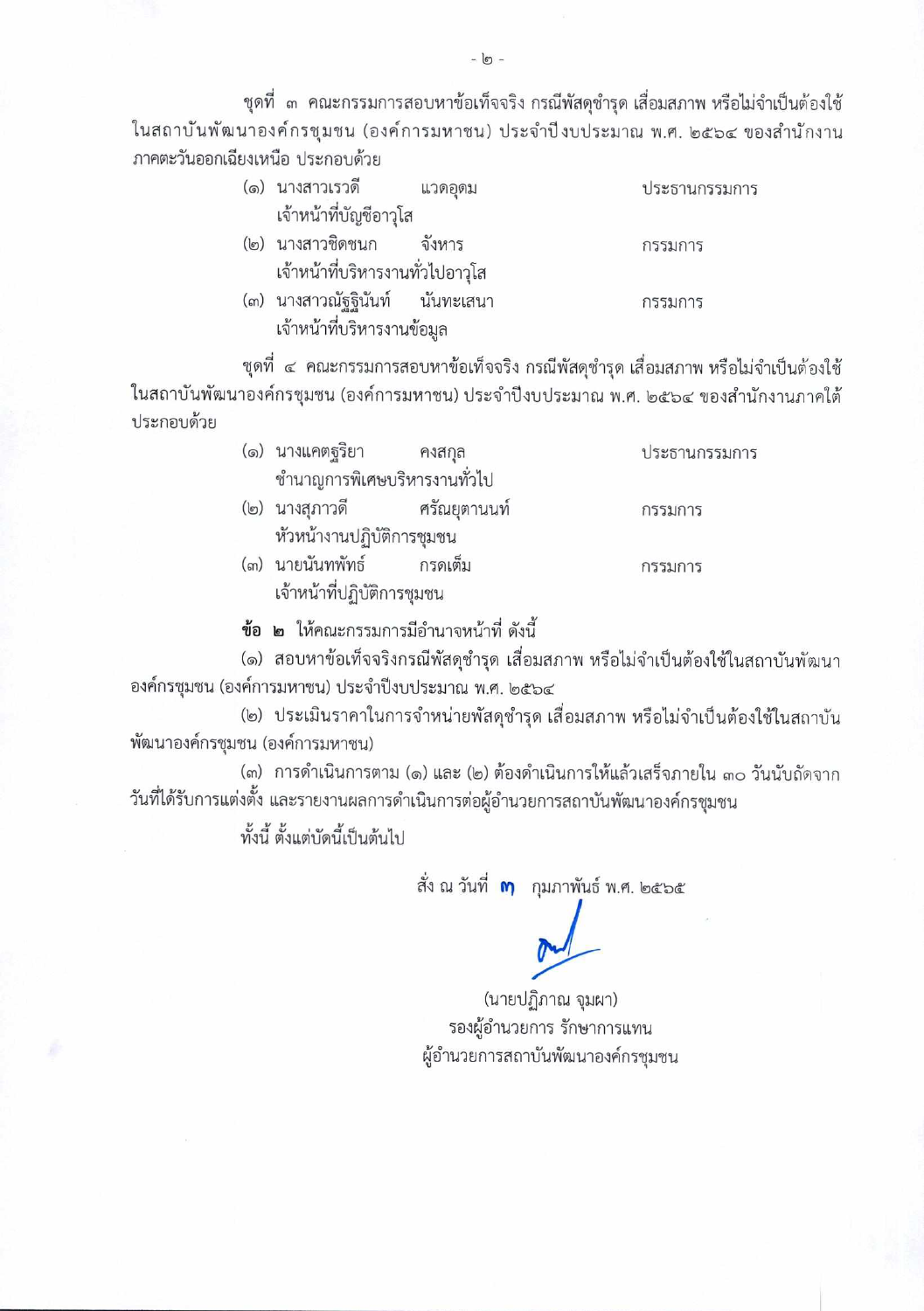ชุดที่ ๓ คณะกรรมการสอบหาข้อเท็จจริง กรณีพัสดุชำรุด เสื่อมสภาพ หรือไม่จำเป็นต้องใช้ในสถาบันพัฒนาองค์กรชุมชน (องค์การมหาชน) ประจำปีงบประมาณ พ.ศ. ๒๕๖๔ ของสำนักงานภาคตะวันออกเฉียงเหนือ ประกอบด้วย

| | | |
|---|---|---|
| (๑) นางสาวเรวดี แวดอุดม<br>เจ้าหน้าที่บัญชีอาวุโส | | ประธานกรรมการ |
| (๒) นางสาวชิดชนก จังหาร<br>เจ้าหน้าที่บริหารงานทั่วไปอาวุโส | | กรรมการ |
| (๓) นางสาวณัฐฐินันท์ นันทะเสนา<br>เจ้าหน้าที่บริหารงานข้อมูล | | กรรมการ |

ชุดที่ ๔ คณะกรรมการสอบหาข้อเท็จจริง กรณีพัสดุชำรุด เสื่อมสภาพ หรือไม่จำเป็นต้องใช้ในสถาบันพัฒนาองค์กรชุมชน (องค์การมหาชน) ประจำปีงบประมาณ พ.ศ. ๒๕๖๔ ของสำนักงานภาคใต้ ประกอบด้วย

| | | |
|---|---|---|
| (๑) นางแคตฐริยา คงสกุล<br>ชำนาญการพิเศษบริหารงานทั่วไป | | ประธานกรรมการ |
| (๒) นางสุภาวดี ศรัณยุตานนท์<br>หัวหน้างานปฏิบัติการชุมชน | | กรรมการ |
| (๓) นายนันทพัทธ์ กรดเต็ม<br>เจ้าหน้าที่ปฏิบัติการชุมชน | | กรรมการ |

**ข้อ ๒** ให้คณะกรรมการมีอำนาจหน้าที่ ดังนี้

(๑) สอบหาข้อเท็จจริงกรณีพัสดุชำรุด เสื่อมสภาพ หรือไม่จำเป็นต้องใช้ในสถาบันพัฒนาองค์กรชุมชน (องค์การมหาชน) ประจำปีงบประมาณ พ.ศ. ๒๕๖๔

(๒) ประเมินราคาในการจำหน่ายพัสดุชำรุด เสื่อมสภาพ หรือไม่จำเป็นต้องใช้ในสถาบันพัฒนาองค์กรชุมชน (องค์การมหาชน)

(๓) การดำเนินการตาม (๑) และ (๒) ต้องดำเนินการให้แล้วเสร็จภายใน ๓๐ วันนับถัดจากวันที่ได้รับการแต่งตั้ง และรายงานผลการดำเนินการต่อผู้อำนวยการสถาบันพัฒนาองค์กรชุมชน

ทั้งนี้ ตั้งแต่บัดนี้เป็นต้นไป

สั่ง ณ วันที่ ๗ กุมภาพันธ์ พ.ศ. ๒๕๖๕

(นายปฏิภาณ จุมผา)
รองผู้อำนวยการ รักษาการแทน
ผู้อำนวยการสถาบันพัฒนาองค์กรชุมชน